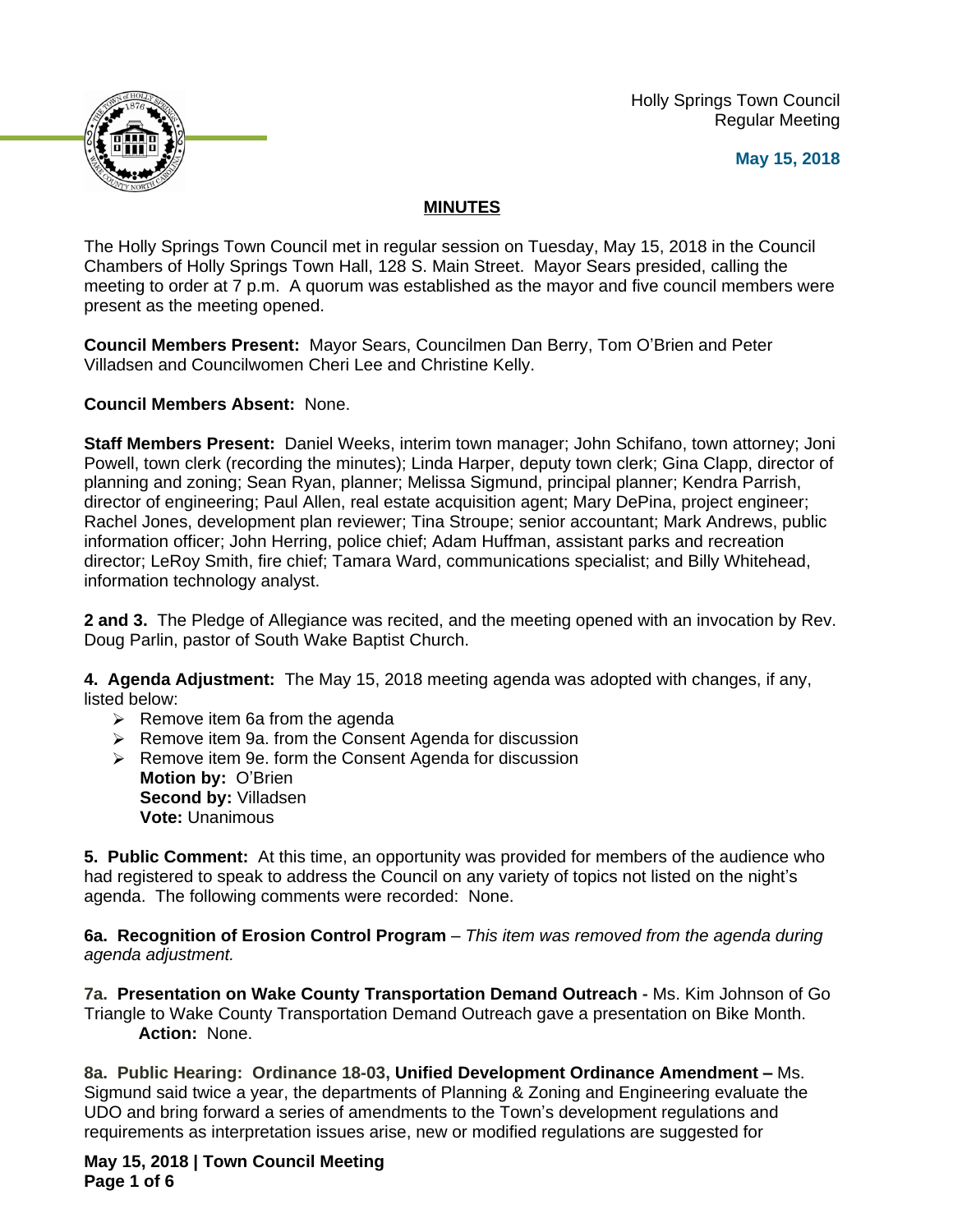Holly Springs Town Council
Regular Meeting

**May 15, 2018**

## MINUTES

The Holly Springs Town Council met in regular session on Tuesday, May 15, 2018 in the Council Chambers of Holly Springs Town Hall, 128 S. Main Street. Mayor Sears presided, calling the meeting to order at 7 p.m. A quorum was established as the mayor and five council members were present as the meeting opened.

**Council Members Present:** Mayor Sears, Councilmen Dan Berry, Tom O'Brien and Peter Villadsen and Councilwomen Cheri Lee and Christine Kelly.

**Council Members Absent:** None.

**Staff Members Present:** Daniel Weeks, interim town manager; John Schifano, town attorney; Joni Powell, town clerk (recording the minutes); Linda Harper, deputy town clerk; Gina Clapp, director of planning and zoning; Sean Ryan, planner; Melissa Sigmund, principal planner; Kendra Parrish, director of engineering; Paul Allen, real estate acquisition agent; Mary DePina, project engineer; Rachel Jones, development plan reviewer; Tina Stroupe; senior accountant; Mark Andrews, public information officer; John Herring, police chief; Adam Huffman, assistant parks and recreation director; LeRoy Smith, fire chief; Tamara Ward, communications specialist; and Billy Whitehead, information technology analyst.

**2 and 3.** The Pledge of Allegiance was recited, and the meeting opened with an invocation by Rev. Doug Parlin, pastor of South Wake Baptist Church.

**4. Agenda Adjustment:** The May 15, 2018 meeting agenda was adopted with changes, if any, listed below:

- Remove item 6a from the agenda
- Remove item 9a. from the Consent Agenda for discussion
- Remove item 9e. form the Consent Agenda for discussion
  **Motion by:** O'Brien
  **Second by:** Villadsen
  **Vote:** Unanimous

**5. Public Comment:** At this time, an opportunity was provided for members of the audience who had registered to speak to address the Council on any variety of topics not listed on the night's agenda. The following comments were recorded: None.

**6a. Recognition of Erosion Control Program** – *This item was removed from the agenda during agenda adjustment.*

**7a. Presentation on Wake County Transportation Demand Outreach -** Ms. Kim Johnson of Go Triangle to Wake County Transportation Demand Outreach gave a presentation on Bike Month.
**Action:** None.

**8a. Public Hearing: Ordinance 18-03, Unified Development Ordinance Amendment –** Ms. Sigmund said twice a year, the departments of Planning & Zoning and Engineering evaluate the UDO and bring forward a series of amendments to the Town's development regulations and requirements as interpretation issues arise, new or modified regulations are suggested for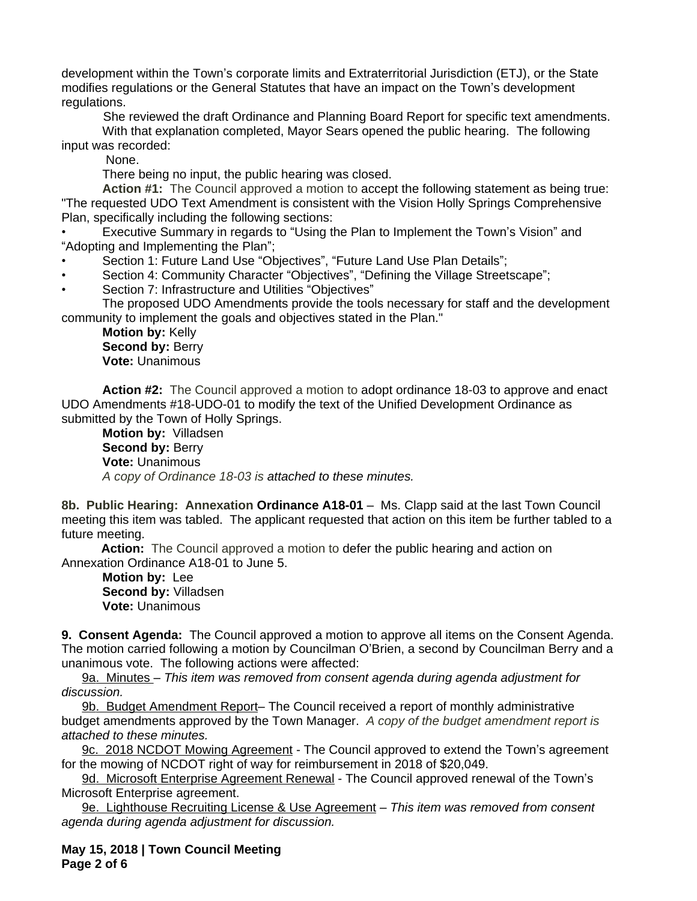development within the Town's corporate limits and Extraterritorial Jurisdiction (ETJ), or the State modifies regulations or the General Statutes that have an impact on the Town's development regulations.

She reviewed the draft Ordinance and Planning Board Report for specific text amendments.

With that explanation completed, Mayor Sears opened the public hearing. The following input was recorded:

None.

There being no input, the public hearing was closed.

**Action #1:** The Council approved a motion to accept the following statement as being true: "The requested UDO Text Amendment is consistent with the Vision Holly Springs Comprehensive Plan, specifically including the following sections:

- Executive Summary in regards to "Using the Plan to Implement the Town's Vision" and "Adopting and Implementing the Plan";
- Section 1: Future Land Use "Objectives", "Future Land Use Plan Details";
- Section 4: Community Character "Objectives", "Defining the Village Streetscape";
- Section 7: Infrastructure and Utilities "Objectives"

The proposed UDO Amendments provide the tools necessary for staff and the development community to implement the goals and objectives stated in the Plan."

**Motion by:** Kelly
**Second by:** Berry
**Vote:** Unanimous

**Action #2:** The Council approved a motion to adopt ordinance 18-03 to approve and enact UDO Amendments #18-UDO-01 to modify the text of the Unified Development Ordinance as submitted by the Town of Holly Springs.

**Motion by:** Villadsen
**Second by:** Berry
**Vote:** Unanimous
*A copy of Ordinance 18-03 is attached to these minutes.*

**8b. Public Hearing: Annexation Ordinance A18-01** – Ms. Clapp said at the last Town Council meeting this item was tabled. The applicant requested that action on this item be further tabled to a future meeting.

**Action:** The Council approved a motion to defer the public hearing and action on Annexation Ordinance A18-01 to June 5.

**Motion by:** Lee
**Second by:** Villadsen
**Vote:** Unanimous

**9. Consent Agenda:** The Council approved a motion to approve all items on the Consent Agenda. The motion carried following a motion by Councilman O'Brien, a second by Councilman Berry and a unanimous vote. The following actions were affected:

9a. Minutes – *This item was removed from consent agenda during agenda adjustment for discussion.*

9b. Budget Amendment Report– The Council received a report of monthly administrative budget amendments approved by the Town Manager. *A copy of the budget amendment report is attached to these minutes.*

9c. 2018 NCDOT Mowing Agreement - The Council approved to extend the Town's agreement for the mowing of NCDOT right of way for reimbursement in 2018 of $20,049.

9d. Microsoft Enterprise Agreement Renewal - The Council approved renewal of the Town's Microsoft Enterprise agreement.

9e. Lighthouse Recruiting License & Use Agreement – *This item was removed from consent agenda during agenda adjustment for discussion.*

**May 15, 2018 | Town Council Meeting**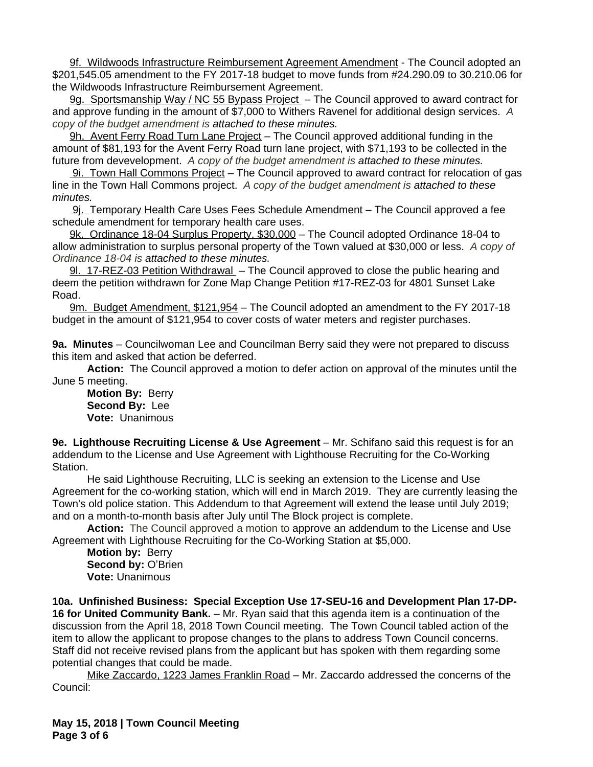9f. Wildwoods Infrastructure Reimbursement Agreement Amendment - The Council adopted an $201,545.05 amendment to the FY 2017-18 budget to move funds from #24.290.09 to 30.210.06 for the Wildwoods Infrastructure Reimbursement Agreement.

9g. Sportsmanship Way / NC 55 Bypass Project – The Council approved to award contract for and approve funding in the amount of $7,000 to Withers Ravenel for additional design services. *A copy of the budget amendment is attached to these minutes.*

9h. Avent Ferry Road Turn Lane Project – The Council approved additional funding in the amount of $81,193 for the Avent Ferry Road turn lane project, with $71,193 to be collected in the future from devevelopment. *A copy of the budget amendment is attached to these minutes.*

9i. Town Hall Commons Project – The Council approved to award contract for relocation of gas line in the Town Hall Commons project. *A copy of the budget amendment is attached to these minutes.*

9j. Temporary Health Care Uses Fees Schedule Amendment – The Council approved a fee schedule amendment for temporary health care uses.

9k. Ordinance 18-04 Surplus Property, $30,000 – The Council adopted Ordinance 18-04 to allow administration to surplus personal property of the Town valued at $30,000 or less. *A copy of Ordinance 18-04 is attached to these minutes.*

9l. 17-REZ-03 Petition Withdrawal – The Council approved to close the public hearing and deem the petition withdrawn for Zone Map Change Petition #17-REZ-03 for 4801 Sunset Lake Road.

9m. Budget Amendment, $121,954 – The Council adopted an amendment to the FY 2017-18 budget in the amount of $121,954 to cover costs of water meters and register purchases.

**9a. Minutes** – Councilwoman Lee and Councilman Berry said they were not prepared to discuss this item and asked that action be deferred.

**Action:** The Council approved a motion to defer action on approval of the minutes until the June 5 meeting.

**Motion By:** Berry
**Second By:** Lee
**Vote:** Unanimous

**9e. Lighthouse Recruiting License & Use Agreement** – Mr. Schifano said this request is for an addendum to the License and Use Agreement with Lighthouse Recruiting for the Co-Working Station.

He said Lighthouse Recruiting, LLC is seeking an extension to the License and Use Agreement for the co-working station, which will end in March 2019. They are currently leasing the Town's old police station. This Addendum to that Agreement will extend the lease until July 2019; and on a month-to-month basis after July until The Block project is complete.

**Action:** The Council approved a motion to approve an addendum to the License and Use Agreement with Lighthouse Recruiting for the Co-Working Station at $5,000.

**Motion by:** Berry
**Second by:** O'Brien
**Vote:** Unanimous

**10a. Unfinished Business: Special Exception Use 17-SEU-16 and Development Plan 17-DP-16 for United Community Bank.** – Mr. Ryan said that this agenda item is a continuation of the discussion from the April 18, 2018 Town Council meeting. The Town Council tabled action of the item to allow the applicant to propose changes to the plans to address Town Council concerns. Staff did not receive revised plans from the applicant but has spoken with them regarding some potential changes that could be made.

Mike Zaccardo, 1223 James Franklin Road – Mr. Zaccardo addressed the concerns of the Council: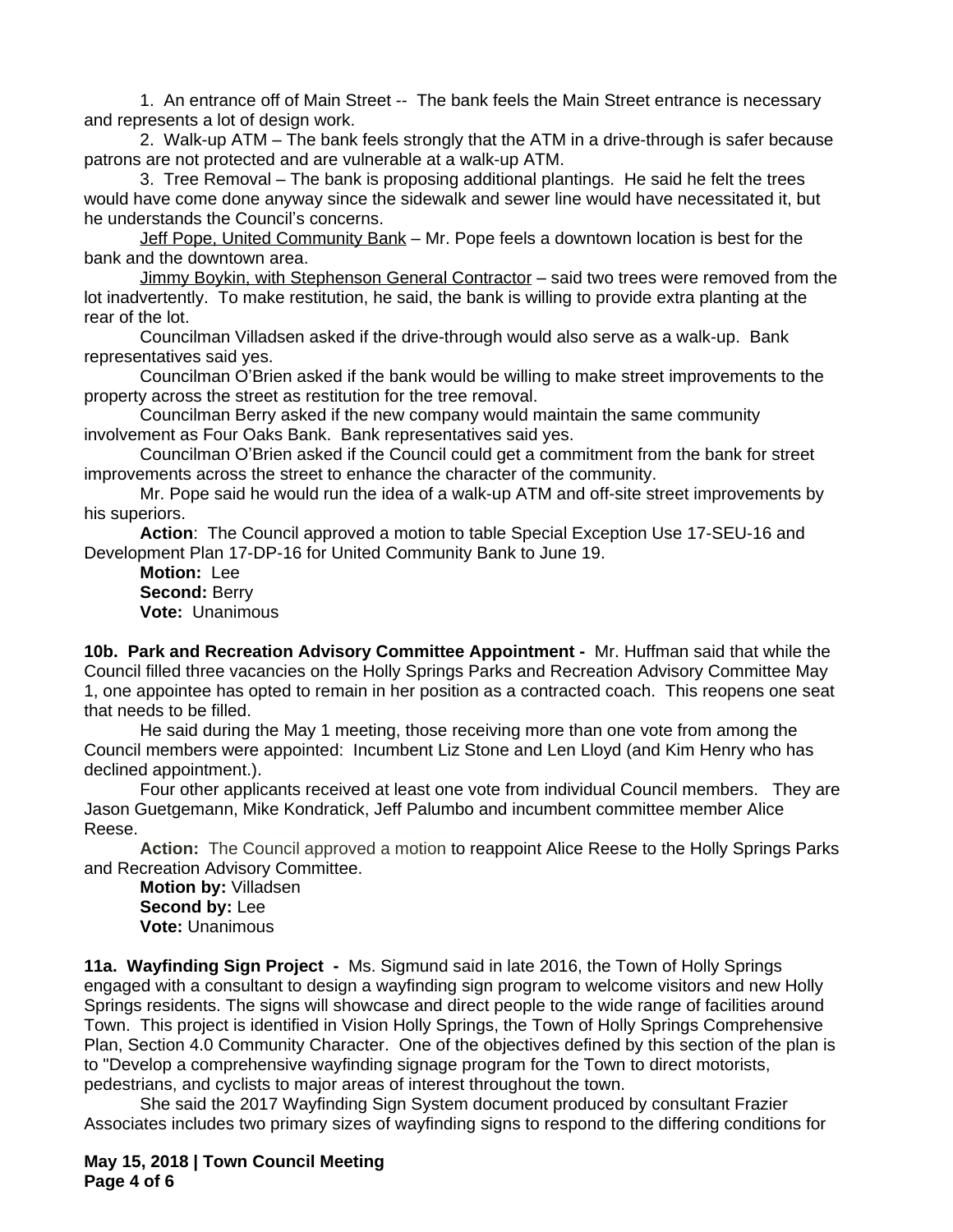1. An entrance off of Main Street -- The bank feels the Main Street entrance is necessary and represents a lot of design work.

2. Walk-up ATM – The bank feels strongly that the ATM in a drive-through is safer because patrons are not protected and are vulnerable at a walk-up ATM.

3. Tree Removal – The bank is proposing additional plantings. He said he felt the trees would have come done anyway since the sidewalk and sewer line would have necessitated it, but he understands the Council's concerns.

Jeff Pope, United Community Bank – Mr. Pope feels a downtown location is best for the bank and the downtown area.

Jimmy Boykin, with Stephenson General Contractor – said two trees were removed from the lot inadvertently. To make restitution, he said, the bank is willing to provide extra planting at the rear of the lot.

Councilman Villadsen asked if the drive-through would also serve as a walk-up. Bank representatives said yes.

Councilman O'Brien asked if the bank would be willing to make street improvements to the property across the street as restitution for the tree removal.

Councilman Berry asked if the new company would maintain the same community involvement as Four Oaks Bank. Bank representatives said yes.

Councilman O'Brien asked if the Council could get a commitment from the bank for street improvements across the street to enhance the character of the community.

Mr. Pope said he would run the idea of a walk-up ATM and off-site street improvements by his superiors.

**Action**: The Council approved a motion to table Special Exception Use 17-SEU-16 and Development Plan 17-DP-16 for United Community Bank to June 19.

**Motion:** Lee
**Second:** Berry
**Vote:** Unanimous

**10b. Park and Recreation Advisory Committee Appointment -** Mr. Huffman said that while the Council filled three vacancies on the Holly Springs Parks and Recreation Advisory Committee May 1, one appointee has opted to remain in her position as a contracted coach. This reopens one seat that needs to be filled.

He said during the May 1 meeting, those receiving more than one vote from among the Council members were appointed: Incumbent Liz Stone and Len Lloyd (and Kim Henry who has declined appointment.).

Four other applicants received at least one vote from individual Council members. They are Jason Guetgemann, Mike Kondratick, Jeff Palumbo and incumbent committee member Alice Reese.

**Action:** The Council approved a motion to reappoint Alice Reese to the Holly Springs Parks and Recreation Advisory Committee.

**Motion by:** Villadsen
**Second by:** Lee
**Vote:** Unanimous

**11a. Wayfinding Sign Project -** Ms. Sigmund said in late 2016, the Town of Holly Springs engaged with a consultant to design a wayfinding sign program to welcome visitors and new Holly Springs residents. The signs will showcase and direct people to the wide range of facilities around Town. This project is identified in Vision Holly Springs, the Town of Holly Springs Comprehensive Plan, Section 4.0 Community Character. One of the objectives defined by this section of the plan is to "Develop a comprehensive wayfinding signage program for the Town to direct motorists, pedestrians, and cyclists to major areas of interest throughout the town.

She said the 2017 Wayfinding Sign System document produced by consultant Frazier Associates includes two primary sizes of wayfinding signs to respond to the differing conditions for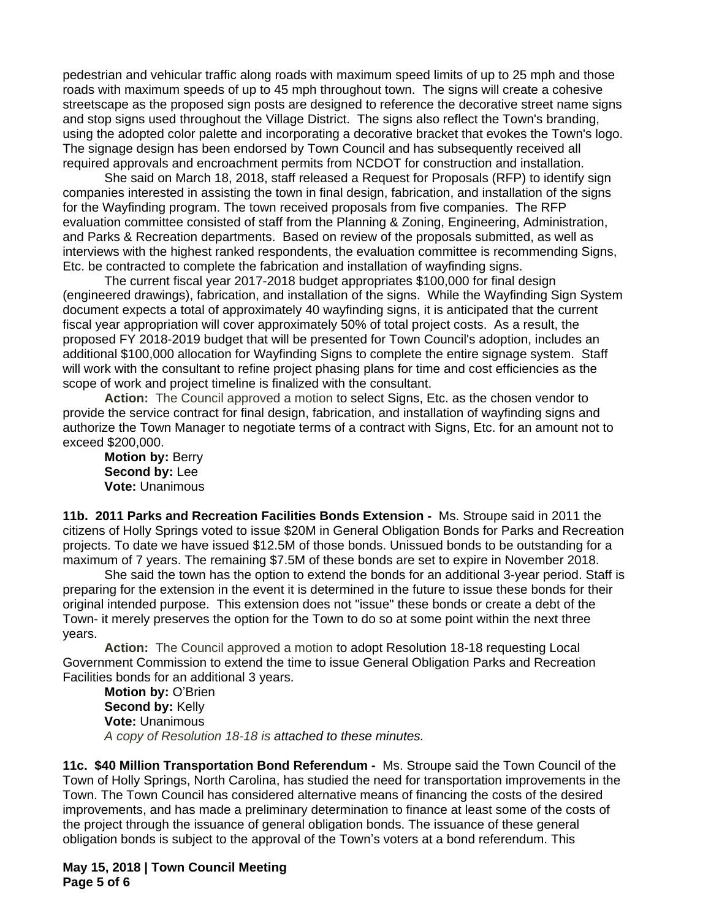pedestrian and vehicular traffic along roads with maximum speed limits of up to 25 mph and those roads with maximum speeds of up to 45 mph throughout town. The signs will create a cohesive streetscape as the proposed sign posts are designed to reference the decorative street name signs and stop signs used throughout the Village District. The signs also reflect the Town's branding, using the adopted color palette and incorporating a decorative bracket that evokes the Town's logo. The signage design has been endorsed by Town Council and has subsequently received all required approvals and encroachment permits from NCDOT for construction and installation.

She said on March 18, 2018, staff released a Request for Proposals (RFP) to identify sign companies interested in assisting the town in final design, fabrication, and installation of the signs for the Wayfinding program. The town received proposals from five companies. The RFP evaluation committee consisted of staff from the Planning & Zoning, Engineering, Administration, and Parks & Recreation departments. Based on review of the proposals submitted, as well as interviews with the highest ranked respondents, the evaluation committee is recommending Signs, Etc. be contracted to complete the fabrication and installation of wayfinding signs.

The current fiscal year 2017-2018 budget appropriates $100,000 for final design (engineered drawings), fabrication, and installation of the signs. While the Wayfinding Sign System document expects a total of approximately 40 wayfinding signs, it is anticipated that the current fiscal year appropriation will cover approximately 50% of total project costs. As a result, the proposed FY 2018-2019 budget that will be presented for Town Council's adoption, includes an additional $100,000 allocation for Wayfinding Signs to complete the entire signage system. Staff will work with the consultant to refine project phasing plans for time and cost efficiencies as the scope of work and project timeline is finalized with the consultant.

**Action:** The Council approved a motion to select Signs, Etc. as the chosen vendor to provide the service contract for final design, fabrication, and installation of wayfinding signs and authorize the Town Manager to negotiate terms of a contract with Signs, Etc. for an amount not to exceed $200,000.

**Motion by:** Berry
**Second by:** Lee
**Vote:** Unanimous

**11b. 2011 Parks and Recreation Facilities Bonds Extension -** Ms. Stroupe said in 2011 the citizens of Holly Springs voted to issue $20M in General Obligation Bonds for Parks and Recreation projects. To date we have issued $12.5M of those bonds. Unissued bonds to be outstanding for a maximum of 7 years. The remaining $7.5M of these bonds are set to expire in November 2018.

She said the town has the option to extend the bonds for an additional 3-year period. Staff is preparing for the extension in the event it is determined in the future to issue these bonds for their original intended purpose. This extension does not "issue" these bonds or create a debt of the Town- it merely preserves the option for the Town to do so at some point within the next three years.

**Action:** The Council approved a motion to adopt Resolution 18-18 requesting Local Government Commission to extend the time to issue General Obligation Parks and Recreation Facilities bonds for an additional 3 years.

**Motion by:** O'Brien
**Second by:** Kelly
**Vote:** Unanimous
*A copy of Resolution 18-18 is attached to these minutes.*

**11c. $40 Million Transportation Bond Referendum -** Ms. Stroupe said the Town Council of the Town of Holly Springs, North Carolina, has studied the need for transportation improvements in the Town. The Town Council has considered alternative means of financing the costs of the desired improvements, and has made a preliminary determination to finance at least some of the costs of the project through the issuance of general obligation bonds. The issuance of these general obligation bonds is subject to the approval of the Town's voters at a bond referendum. This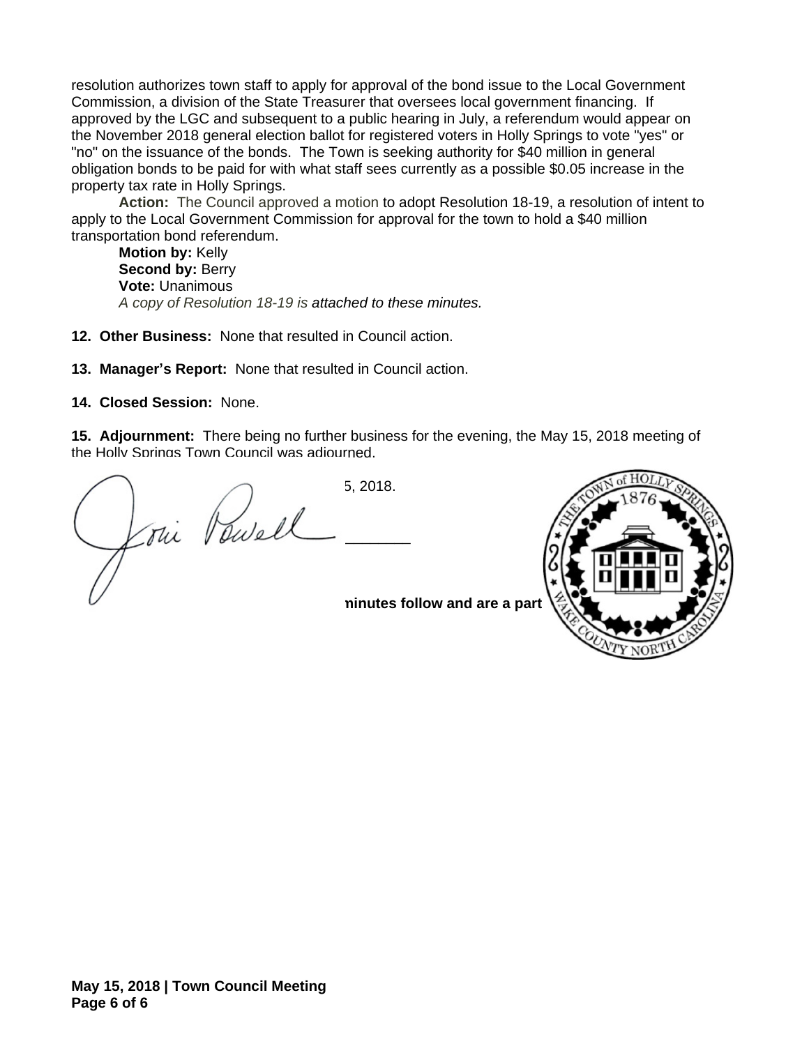resolution authorizes town staff to apply for approval of the bond issue to the Local Government Commission, a division of the State Treasurer that oversees local government financing. If approved by the LGC and subsequent to a public hearing in July, a referendum would appear on the November 2018 general election ballot for registered voters in Holly Springs to vote "yes" or "no" on the issuance of the bonds. The Town is seeking authority for $40 million in general obligation bonds to be paid for with what staff sees currently as a possible $0.05 increase in the property tax rate in Holly Springs.

**Action:** The Council approved a motion to adopt Resolution 18-19, a resolution of intent to apply to the Local Government Commission for approval for the town to hold a $40 million transportation bond referendum.

**Motion by:** Kelly
**Second by:** Berry
**Vote:** Unanimous
*A copy of Resolution 18-19 is attached to these minutes.*

**12. Other Business:** None that resulted in Council action.

**13. Manager's Report:** None that resulted in Council action.

**14. Closed Session:** None.

**15. Adjournment:** There being no further business for the evening, the May 15, 2018 meeting of the Holly Springs Town Council was adjourned.

5, 2018.

**minutes follow and are a part**